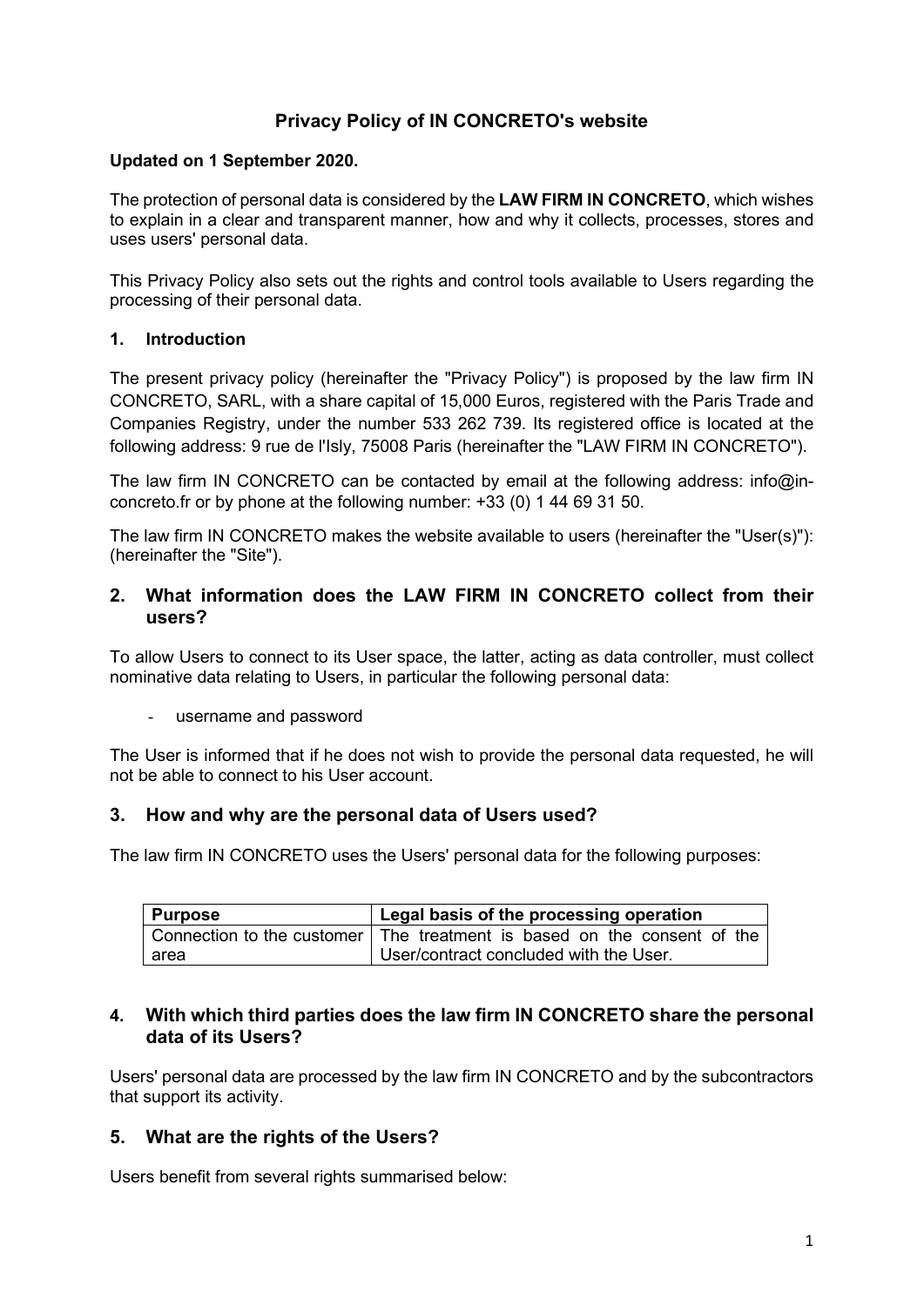# Privacy Policy of IN CONCRETO's website

**Updated on 1 September 2020.**

The protection of personal data is considered by the **LAW FIRM IN CONCRETO**, which wishes to explain in a clear and transparent manner, how and why it collects, processes, stores and uses users' personal data.

This Privacy Policy also sets out the rights and control tools available to Users regarding the processing of their personal data.

## 1. Introduction

The present privacy policy (hereinafter the "Privacy Policy") is proposed by the law firm IN CONCRETO, SARL, with a share capital of 15,000 Euros, registered with the Paris Trade and Companies Registry, under the number 533 262 739. Its registered office is located at the following address: 9 rue de l'Isly, 75008 Paris (hereinafter the "LAW FIRM IN CONCRETO").

The law firm IN CONCRETO can be contacted by email at the following address: info@in-concreto.fr or by phone at the following number: +33 (0) 1 44 69 31 50.

The law firm IN CONCRETO makes the website available to users (hereinafter the "User(s)"): (hereinafter the "Site").

## 2. What information does the LAW FIRM IN CONCRETO collect from their users?

To allow Users to connect to its User space, the latter, acting as data controller, must collect nominative data relating to Users, in particular the following personal data:

- username and password

The User is informed that if he does not wish to provide the personal data requested, he will not be able to connect to his User account.

## 3. How and why are the personal data of Users used?

The law firm IN CONCRETO uses the Users' personal data for the following purposes:

| Purpose | Legal basis of the processing operation |
|---|---|
| Connection to the customer area | The treatment is based on the consent of the User/contract concluded with the User. |

## 4. With which third parties does the law firm IN CONCRETO share the personal data of its Users?

Users' personal data are processed by the law firm IN CONCRETO and by the subcontractors that support its activity.

## 5. What are the rights of the Users?

Users benefit from several rights summarised below: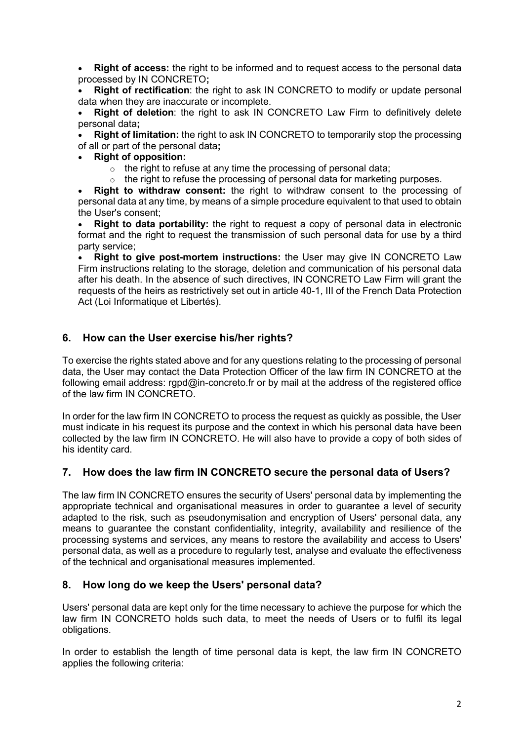- **Right of access:** the right to be informed and to request access to the personal data processed by IN CONCRETO**;**
- **Right of rectification**: the right to ask IN CONCRETO to modify or update personal data when they are inaccurate or incomplete.
- **Right of deletion**: the right to ask IN CONCRETO Law Firm to definitively delete personal data**;**
- **Right of limitation:** the right to ask IN CONCRETO to temporarily stop the processing of all or part of the personal data**;**
- **Right of opposition:**
  - the right to refuse at any time the processing of personal data;
  - the right to refuse the processing of personal data for marketing purposes.
- **Right to withdraw consent:** the right to withdraw consent to the processing of personal data at any time, by means of a simple procedure equivalent to that used to obtain the User's consent;
- **Right to data portability:** the right to request a copy of personal data in electronic format and the right to request the transmission of such personal data for use by a third party service;
- **Right to give post-mortem instructions:** the User may give IN CONCRETO Law Firm instructions relating to the storage, deletion and communication of his personal data after his death. In the absence of such directives, IN CONCRETO Law Firm will grant the requests of the heirs as restrictively set out in article 40-1, III of the French Data Protection Act (Loi Informatique et Libertés).

## 6. How can the User exercise his/her rights?

To exercise the rights stated above and for any questions relating to the processing of personal data, the User may contact the Data Protection Officer of the law firm IN CONCRETO at the following email address: rgpd@in-concreto.fr or by mail at the address of the registered office of the law firm IN CONCRETO.

In order for the law firm IN CONCRETO to process the request as quickly as possible, the User must indicate in his request its purpose and the context in which his personal data have been collected by the law firm IN CONCRETO. He will also have to provide a copy of both sides of his identity card.

## 7. How does the law firm IN CONCRETO secure the personal data of Users?

The law firm IN CONCRETO ensures the security of Users' personal data by implementing the appropriate technical and organisational measures in order to guarantee a level of security adapted to the risk, such as pseudonymisation and encryption of Users' personal data, any means to guarantee the constant confidentiality, integrity, availability and resilience of the processing systems and services, any means to restore the availability and access to Users' personal data, as well as a procedure to regularly test, analyse and evaluate the effectiveness of the technical and organisational measures implemented.

## 8. How long do we keep the Users' personal data?

Users' personal data are kept only for the time necessary to achieve the purpose for which the law firm IN CONCRETO holds such data, to meet the needs of Users or to fulfil its legal obligations.

In order to establish the length of time personal data is kept, the law firm IN CONCRETO applies the following criteria: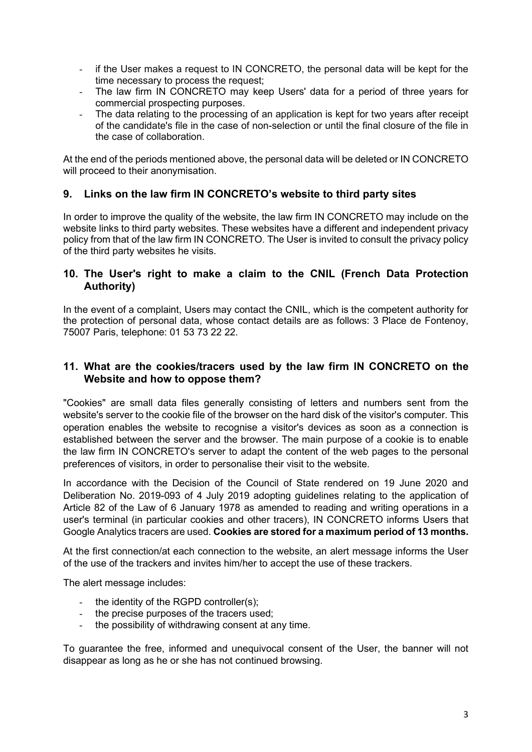- if the User makes a request to IN CONCRETO, the personal data will be kept for the time necessary to process the request;
- The law firm IN CONCRETO may keep Users' data for a period of three years for commercial prospecting purposes.
- The data relating to the processing of an application is kept for two years after receipt of the candidate's file in the case of non-selection or until the final closure of the file in the case of collaboration.

At the end of the periods mentioned above, the personal data will be deleted or IN CONCRETO will proceed to their anonymisation.

## 9. Links on the law firm IN CONCRETO's website to third party sites

In order to improve the quality of the website, the law firm IN CONCRETO may include on the website links to third party websites. These websites have a different and independent privacy policy from that of the law firm IN CONCRETO. The User is invited to consult the privacy policy of the third party websites he visits.

## 10. The User's right to make a claim to the CNIL (French Data Protection Authority)

In the event of a complaint, Users may contact the CNIL, which is the competent authority for the protection of personal data, whose contact details are as follows: 3 Place de Fontenoy, 75007 Paris, telephone: 01 53 73 22 22.

## 11. What are the cookies/tracers used by the law firm IN CONCRETO on the Website and how to oppose them?

"Cookies" are small data files generally consisting of letters and numbers sent from the website's server to the cookie file of the browser on the hard disk of the visitor's computer. This operation enables the website to recognise a visitor's devices as soon as a connection is established between the server and the browser. The main purpose of a cookie is to enable the law firm IN CONCRETO's server to adapt the content of the web pages to the personal preferences of visitors, in order to personalise their visit to the website.

In accordance with the Decision of the Council of State rendered on 19 June 2020 and Deliberation No. 2019-093 of 4 July 2019 adopting guidelines relating to the application of Article 82 of the Law of 6 January 1978 as amended to reading and writing operations in a user's terminal (in particular cookies and other tracers), IN CONCRETO informs Users that Google Analytics tracers are used. **Cookies are stored for a maximum period of 13 months.**

At the first connection/at each connection to the website, an alert message informs the User of the use of the trackers and invites him/her to accept the use of these trackers.

The alert message includes:

- the identity of the RGPD controller(s);
- the precise purposes of the tracers used;
- the possibility of withdrawing consent at any time.

To guarantee the free, informed and unequivocal consent of the User, the banner will not disappear as long as he or she has not continued browsing.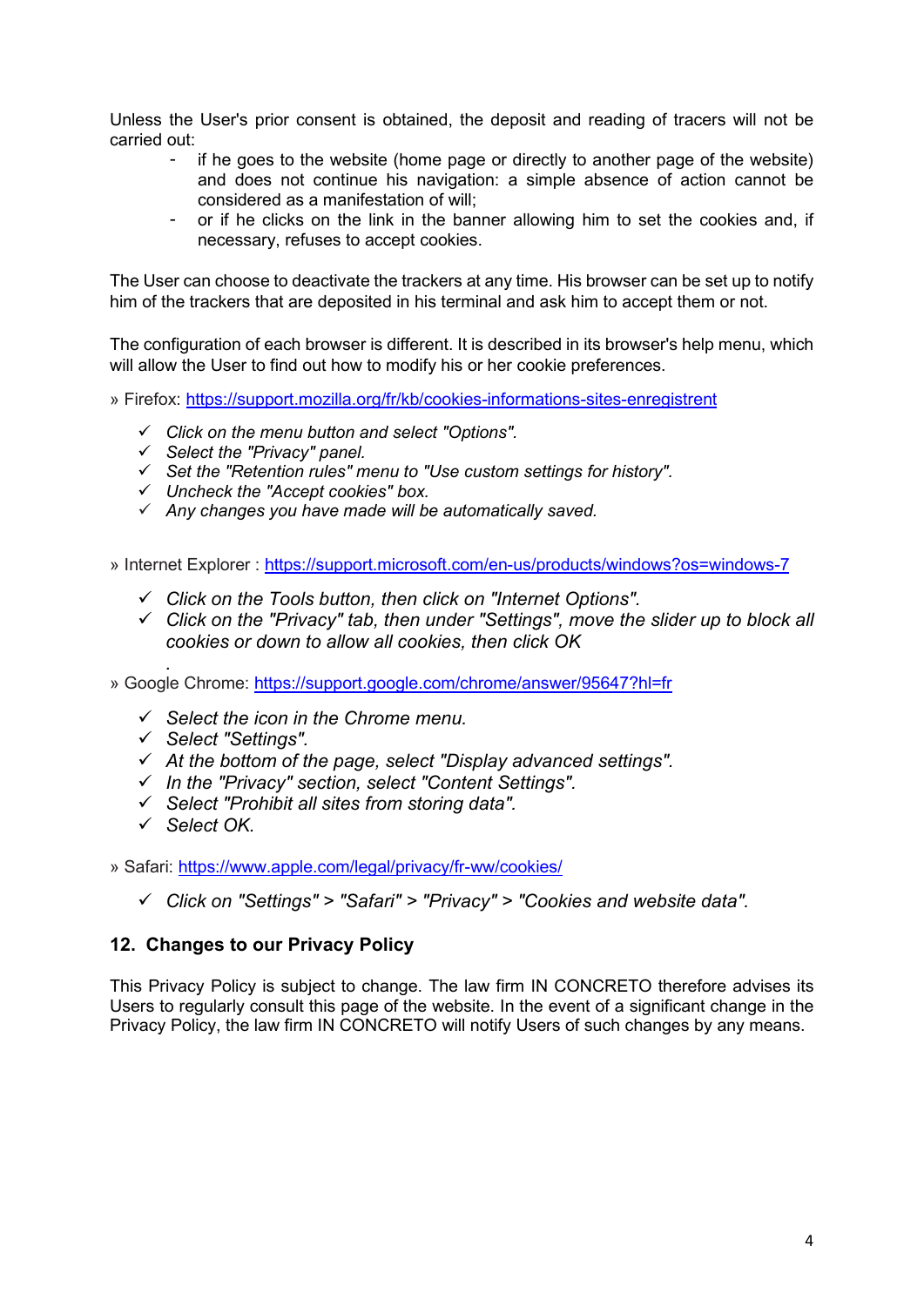Unless the User's prior consent is obtained, the deposit and reading of tracers will not be carried out:

- if he goes to the website (home page or directly to another page of the website) and does not continue his navigation: a simple absence of action cannot be considered as a manifestation of will;
- or if he clicks on the link in the banner allowing him to set the cookies and, if necessary, refuses to accept cookies.

The User can choose to deactivate the trackers at any time. His browser can be set up to notify him of the trackers that are deposited in his terminal and ask him to accept them or not.

The configuration of each browser is different. It is described in its browser's help menu, which will allow the User to find out how to modify his or her cookie preferences.

» Firefox: https://support.mozilla.org/fr/kb/cookies-informations-sites-enregistrent

- ✓ *Click on the menu button and select "Options".*
- ✓ *Select the "Privacy" panel.*
- ✓ *Set the "Retention rules" menu to "Use custom settings for history".*
- ✓ *Uncheck the "Accept cookies" box.*
- ✓ *Any changes you have made will be automatically saved.*

» Internet Explorer : https://support.microsoft.com/en-us/products/windows?os=windows-7

- ✓ *Click on the Tools button, then click on "Internet Options".*
- ✓ *Click on the "Privacy" tab, then under "Settings", move the slider up to block all cookies or down to allow all cookies, then click OK*

.

» Google Chrome: https://support.google.com/chrome/answer/95647?hl=fr

- ✓ *Select the icon in the Chrome menu.*
- ✓ *Select "Settings".*
- ✓ *At the bottom of the page, select "Display advanced settings".*
- ✓ *In the "Privacy" section, select "Content Settings".*
- ✓ *Select "Prohibit all sites from storing data".*
- ✓ *Select OK.*

» Safari: https://www.apple.com/legal/privacy/fr-ww/cookies/

- ✓ *Click on "Settings" > "Safari" > "Privacy" > "Cookies and website data".*

## 12. Changes to our Privacy Policy

This Privacy Policy is subject to change. The law firm IN CONCRETO therefore advises its Users to regularly consult this page of the website. In the event of a significant change in the Privacy Policy, the law firm IN CONCRETO will notify Users of such changes by any means.